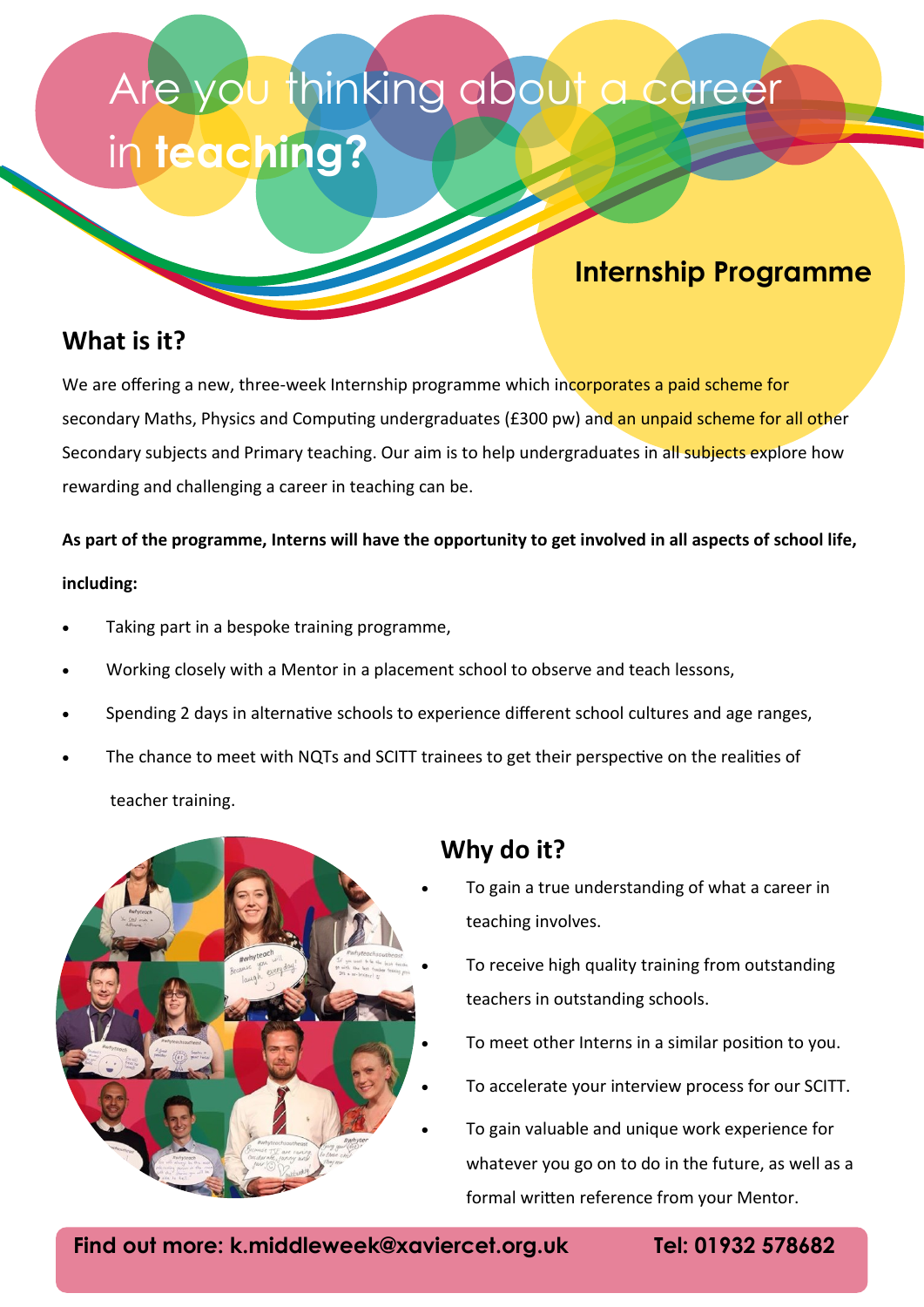# Are you thinking about a career in **teaching?**

## Internship Programme

## What is it?

We are offering a new, three-week Internship programme which incorporates a paid scheme for secondary Maths, Physics and Computing undergraduates (£300 pw) and an unpaid scheme for all other Secondary subjects and Primary teaching. Our aim is to help undergraduates in all subjects explore how rewarding and challenging a career in teaching can be.

**As part of the programme, Interns will have the opportunity to get involved in all aspects of school life, including:**

- Taking part in a bespoke training programme,
- Working closely with a Mentor in a placement school to observe and teach lessons,
- Spending 2 days in alternative schools to experience different school cultures and age ranges,
- The chance to meet with NQTs and SCITT trainees to get their perspective on the realities of teacher training.

## Why do it?

- To gain a true understanding of what a career in teaching involves.
- To receive high quality training from outstanding teachers in outstanding schools.
- To meet other Interns in a similar position to you.
- To accelerate your interview process for our SCITT.
- To gain valuable and unique work experience for whatever you go on to do in the future, as well as a formal written reference from your Mentor.

**Find out more: k.middleweek@xaviercet.org.uk** **Tel: 01932 578682**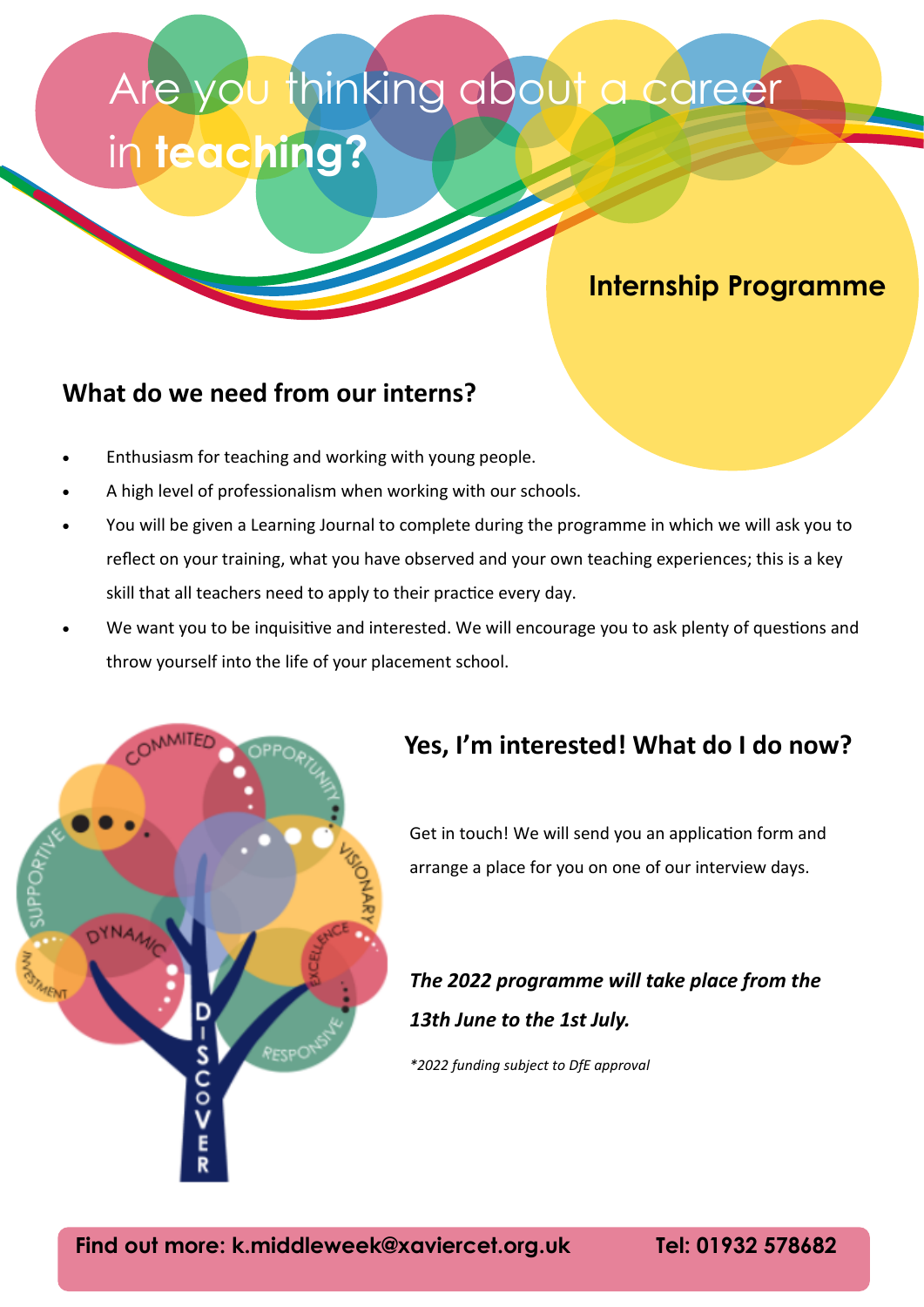# Are you thinking about a career in **teaching?**

## Internship Programme

## What do we need from our interns?

- Enthusiasm for teaching and working with young people.
- A high level of professionalism when working with our schools.
- You will be given a Learning Journal to complete during the programme in which we will ask you to reflect on your training, what you have observed and your own teaching experiences; this is a key skill that all teachers need to apply to their practice every day.
- We want you to be inquisitive and interested. We will encourage you to ask plenty of questions and throw yourself into the life of your placement school.

## Yes, I'm interested! What do I do now?

Get in touch! We will send you an application form and arrange a place for you on one of our interview days.

***The 2022 programme will take place from the 13th June to the 1st July.***

*\*2022 funding subject to DfE approval*

**Find out more: k.middleweek@xaviercet.org.uk** **Tel: 01932 578682**